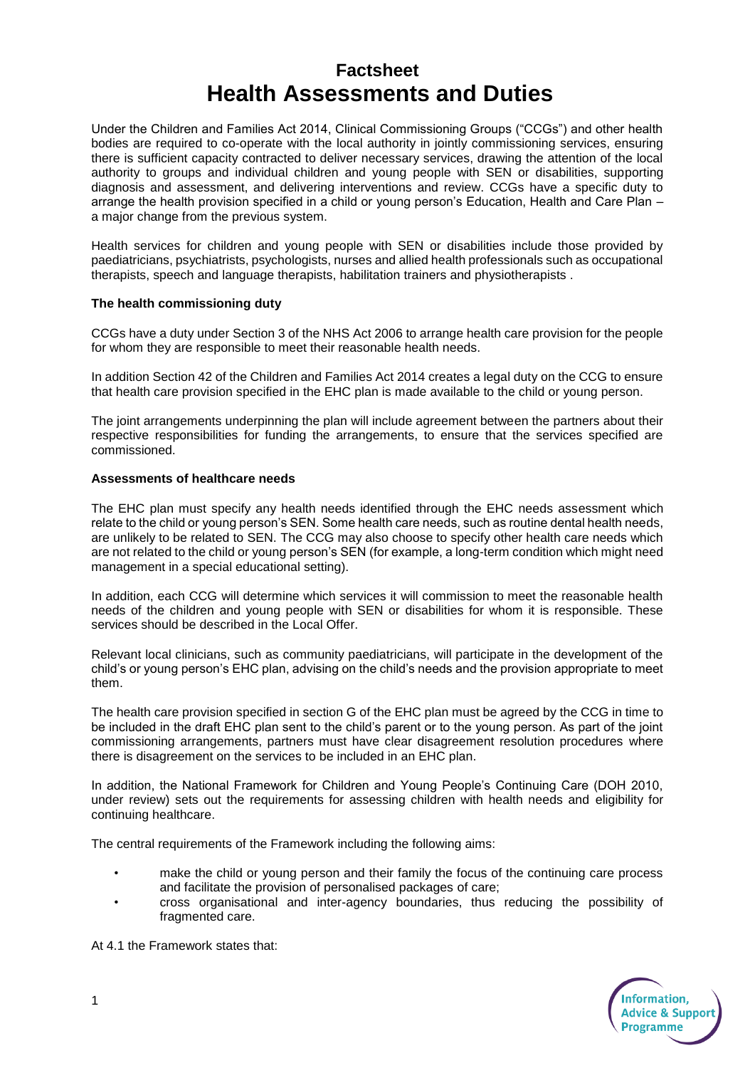# Factsheet
# Health Assessments and Duties

Under the Children and Families Act 2014, Clinical Commissioning Groups ("CCGs") and other health bodies are required to co-operate with the local authority in jointly commissioning services, ensuring there is sufficient capacity contracted to deliver necessary services, drawing the attention of the local authority to groups and individual children and young people with SEN or disabilities, supporting diagnosis and assessment, and delivering interventions and review. CCGs have a specific duty to arrange the health provision specified in a child or young person's Education, Health and Care Plan – a major change from the previous system.

Health services for children and young people with SEN or disabilities include those provided by paediatricians, psychiatrists, psychologists, nurses and allied health professionals such as occupational therapists, speech and language therapists, habilitation trainers and physiotherapists .

**The health commissioning duty**

CCGs have a duty under Section 3 of the NHS Act 2006 to arrange health care provision for the people for whom they are responsible to meet their reasonable health needs.

In addition Section 42 of the Children and Families Act 2014 creates a legal duty on the CCG to ensure that health care provision specified in the EHC plan is made available to the child or young person.

The joint arrangements underpinning the plan will include agreement between the partners about their respective responsibilities for funding the arrangements, to ensure that the services specified are commissioned.

**Assessments of healthcare needs**

The EHC plan must specify any health needs identified through the EHC needs assessment which relate to the child or young person's SEN. Some health care needs, such as routine dental health needs, are unlikely to be related to SEN. The CCG may also choose to specify other health care needs which are not related to the child or young person's SEN (for example, a long-term condition which might need management in a special educational setting).

In addition, each CCG will determine which services it will commission to meet the reasonable health needs of the children and young people with SEN or disabilities for whom it is responsible. These services should be described in the Local Offer.

Relevant local clinicians, such as community paediatricians, will participate in the development of the child's or young person's EHC plan, advising on the child's needs and the provision appropriate to meet them.

The health care provision specified in section G of the EHC plan must be agreed by the CCG in time to be included in the draft EHC plan sent to the child's parent or to the young person. As part of the joint commissioning arrangements, partners must have clear disagreement resolution procedures where there is disagreement on the services to be included in an EHC plan.

In addition, the National Framework for Children and Young People's Continuing Care (DOH 2010, under review) sets out the requirements for assessing children with health needs and eligibility for continuing healthcare.

The central requirements of the Framework including the following aims:

- make the child or young person and their family the focus of the continuing care process and facilitate the provision of personalised packages of care;
- cross organisational and inter-agency boundaries, thus reducing the possibility of fragmented care.

At 4.1 the Framework states that: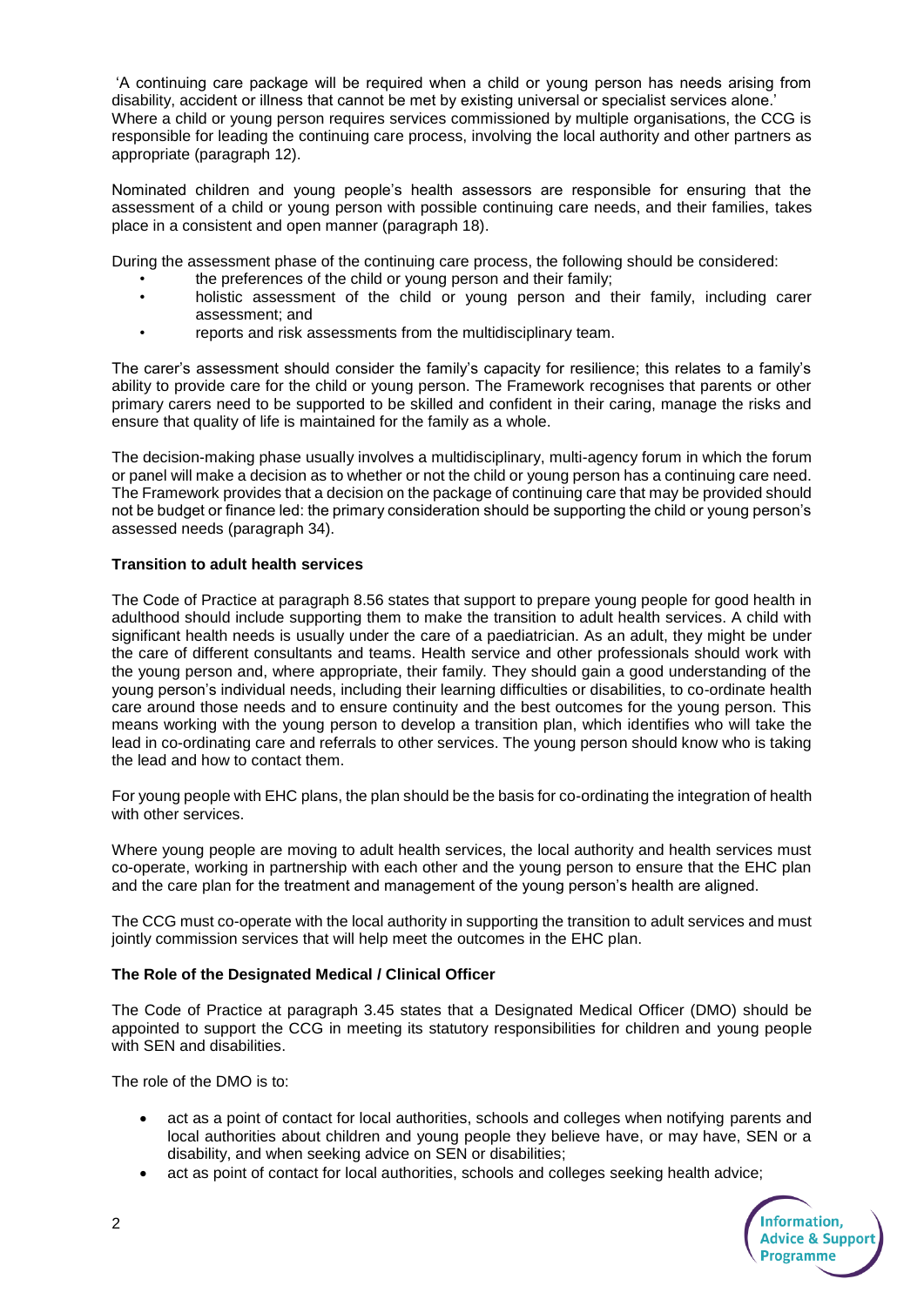'A continuing care package will be required when a child or young person has needs arising from disability, accident or illness that cannot be met by existing universal or specialist services alone.'
Where a child or young person requires services commissioned by multiple organisations, the CCG is responsible for leading the continuing care process, involving the local authority and other partners as appropriate (paragraph 12).

Nominated children and young people's health assessors are responsible for ensuring that the assessment of a child or young person with possible continuing care needs, and their families, takes place in a consistent and open manner (paragraph 18).

During the assessment phase of the continuing care process, the following should be considered:

- the preferences of the child or young person and their family;
- holistic assessment of the child or young person and their family, including carer assessment; and
- reports and risk assessments from the multidisciplinary team.

The carer's assessment should consider the family's capacity for resilience; this relates to a family's ability to provide care for the child or young person. The Framework recognises that parents or other primary carers need to be supported to be skilled and confident in their caring, manage the risks and ensure that quality of life is maintained for the family as a whole.

The decision-making phase usually involves a multidisciplinary, multi-agency forum in which the forum or panel will make a decision as to whether or not the child or young person has a continuing care need. The Framework provides that a decision on the package of continuing care that may be provided should not be budget or finance led: the primary consideration should be supporting the child or young person's assessed needs (paragraph 34).

**Transition to adult health services**

The Code of Practice at paragraph 8.56 states that support to prepare young people for good health in adulthood should include supporting them to make the transition to adult health services. A child with significant health needs is usually under the care of a paediatrician. As an adult, they might be under the care of different consultants and teams. Health service and other professionals should work with the young person and, where appropriate, their family. They should gain a good understanding of the young person's individual needs, including their learning difficulties or disabilities, to co-ordinate health care around those needs and to ensure continuity and the best outcomes for the young person. This means working with the young person to develop a transition plan, which identifies who will take the lead in co-ordinating care and referrals to other services. The young person should know who is taking the lead and how to contact them.

For young people with EHC plans, the plan should be the basis for co-ordinating the integration of health with other services.

Where young people are moving to adult health services, the local authority and health services must co-operate, working in partnership with each other and the young person to ensure that the EHC plan and the care plan for the treatment and management of the young person's health are aligned.

The CCG must co-operate with the local authority in supporting the transition to adult services and must jointly commission services that will help meet the outcomes in the EHC plan.

**The Role of the Designated Medical / Clinical Officer**

The Code of Practice at paragraph 3.45 states that a Designated Medical Officer (DMO) should be appointed to support the CCG in meeting its statutory responsibilities for children and young people with SEN and disabilities.

The role of the DMO is to:

- act as a point of contact for local authorities, schools and colleges when notifying parents and local authorities about children and young people they believe have, or may have, SEN or a disability, and when seeking advice on SEN or disabilities;
- act as point of contact for local authorities, schools and colleges seeking health advice;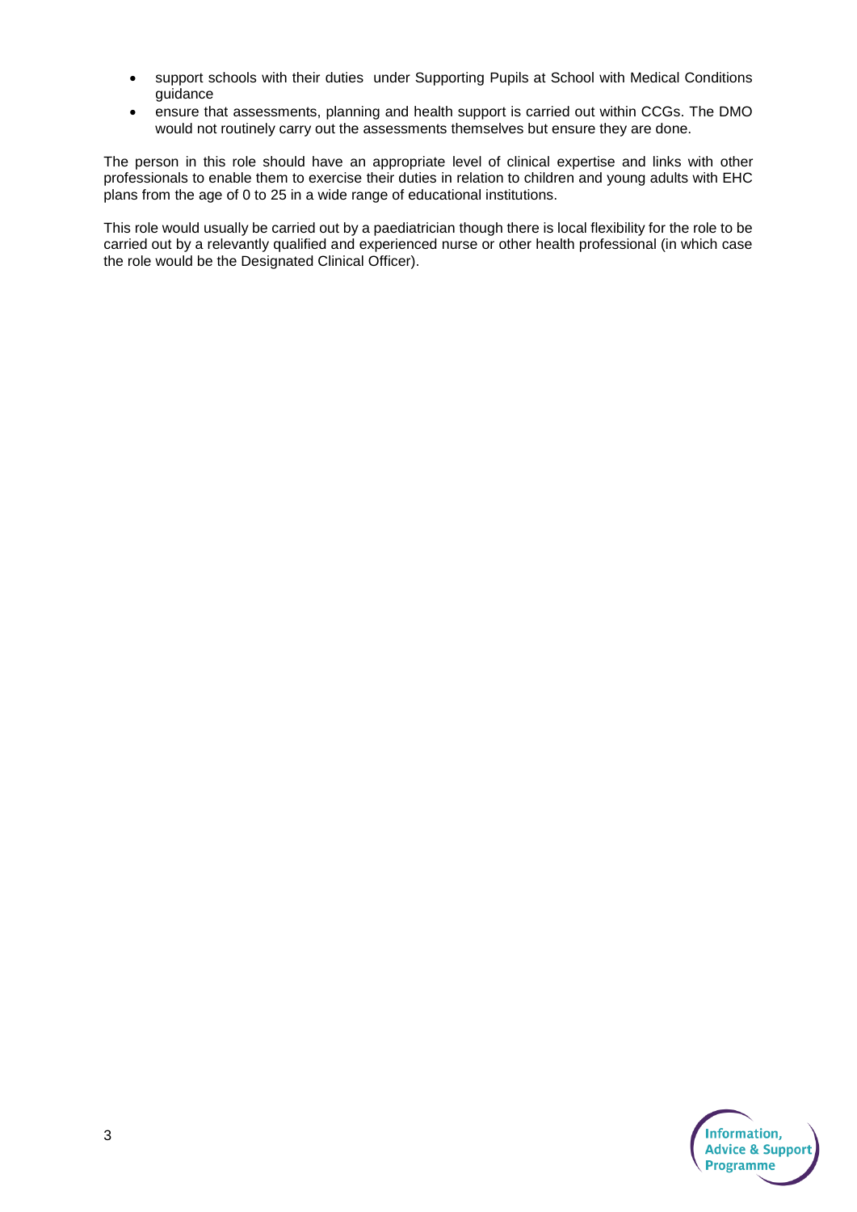- support schools with their duties under Supporting Pupils at School with Medical Conditions guidance
- ensure that assessments, planning and health support is carried out within CCGs. The DMO would not routinely carry out the assessments themselves but ensure they are done.

The person in this role should have an appropriate level of clinical expertise and links with other professionals to enable them to exercise their duties in relation to children and young adults with EHC plans from the age of 0 to 25 in a wide range of educational institutions.

This role would usually be carried out by a paediatrician though there is local flexibility for the role to be carried out by a relevantly qualified and experienced nurse or other health professional (in which case the role would be the Designated Clinical Officer).